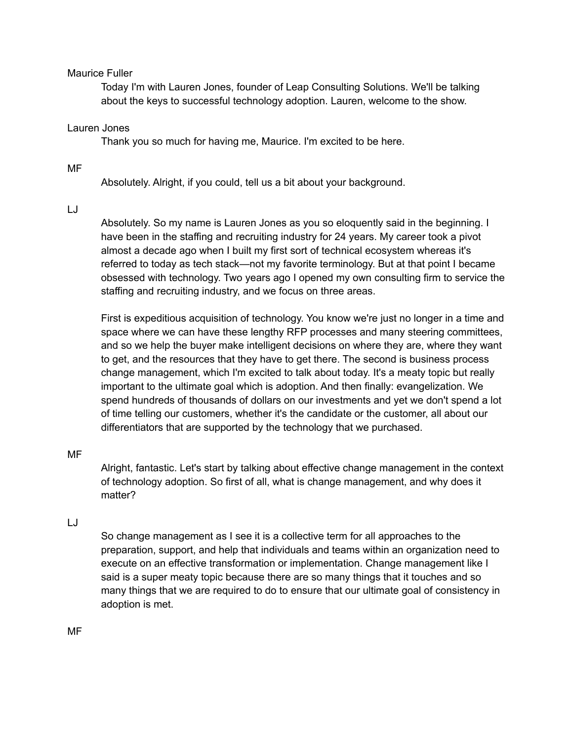Maurice Fuller

Today I'm with Lauren Jones, founder of Leap Consulting Solutions. We'll be talking about the keys to successful technology adoption. Lauren, welcome to the show.

Lauren Jones

Thank you so much for having me, Maurice. I'm excited to be here.

MF

Absolutely. Alright, if you could, tell us a bit about your background.

LJ

Absolutely. So my name is Lauren Jones as you so eloquently said in the beginning. I have been in the staffing and recruiting industry for 24 years. My career took a pivot almost a decade ago when I built my first sort of technical ecosystem whereas it's referred to today as tech stack—not my favorite terminology. But at that point I became obsessed with technology. Two years ago I opened my own consulting firm to service the staffing and recruiting industry, and we focus on three areas.

First is expeditious acquisition of technology. You know we're just no longer in a time and space where we can have these lengthy RFP processes and many steering committees, and so we help the buyer make intelligent decisions on where they are, where they want to get, and the resources that they have to get there. The second is business process change management, which I'm excited to talk about today. It's a meaty topic but really important to the ultimate goal which is adoption. And then finally: evangelization. We spend hundreds of thousands of dollars on our investments and yet we don't spend a lot of time telling our customers, whether it's the candidate or the customer, all about our differentiators that are supported by the technology that we purchased.

MF

Alright, fantastic. Let's start by talking about effective change management in the context of technology adoption. So first of all, what is change management, and why does it matter?

LJ

So change management as I see it is a collective term for all approaches to the preparation, support, and help that individuals and teams within an organization need to execute on an effective transformation or implementation. Change management like I said is a super meaty topic because there are so many things that it touches and so many things that we are required to do to ensure that our ultimate goal of consistency in adoption is met.

MF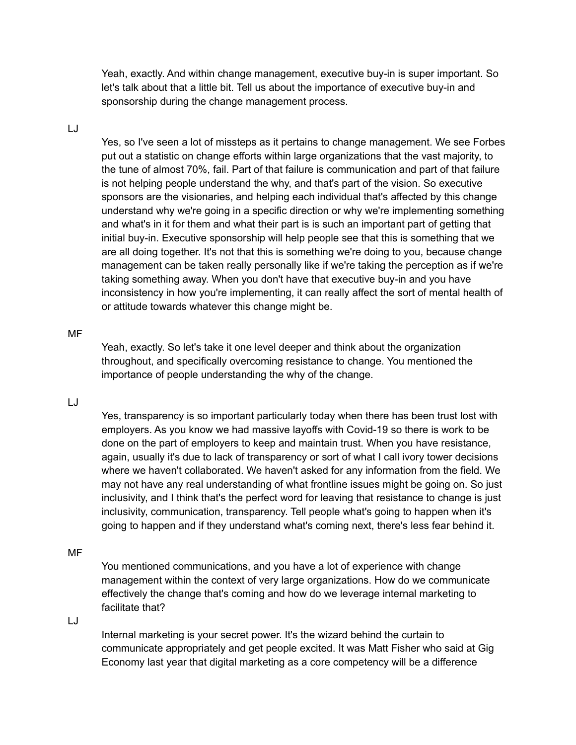Yeah, exactly. And within change management, executive buy-in is super important. So let's talk about that a little bit. Tell us about the importance of executive buy-in and sponsorship during the change management process.

LJ

Yes, so I've seen a lot of missteps as it pertains to change management. We see Forbes put out a statistic on change efforts within large organizations that the vast majority, to the tune of almost 70%, fail. Part of that failure is communication and part of that failure is not helping people understand the why, and that's part of the vision. So executive sponsors are the visionaries, and helping each individual that's affected by this change understand why we're going in a specific direction or why we're implementing something and what's in it for them and what their part is is such an important part of getting that initial buy-in. Executive sponsorship will help people see that this is something that we are all doing together. It's not that this is something we're doing to you, because change management can be taken really personally like if we're taking the perception as if we're taking something away. When you don't have that executive buy-in and you have inconsistency in how you're implementing, it can really affect the sort of mental health of or attitude towards whatever this change might be.

MF

Yeah, exactly. So let's take it one level deeper and think about the organization throughout, and specifically overcoming resistance to change. You mentioned the importance of people understanding the why of the change.

LJ

Yes, transparency is so important particularly today when there has been trust lost with employers. As you know we had massive layoffs with Covid-19 so there is work to be done on the part of employers to keep and maintain trust. When you have resistance, again, usually it's due to lack of transparency or sort of what I call ivory tower decisions where we haven't collaborated. We haven't asked for any information from the field. We may not have any real understanding of what frontline issues might be going on. So just inclusivity, and I think that's the perfect word for leaving that resistance to change is just inclusivity, communication, transparency. Tell people what's going to happen when it's going to happen and if they understand what's coming next, there's less fear behind it.

MF

You mentioned communications, and you have a lot of experience with change management within the context of very large organizations. How do we communicate effectively the change that's coming and how do we leverage internal marketing to facilitate that?

LJ

Internal marketing is your secret power. It's the wizard behind the curtain to communicate appropriately and get people excited. It was Matt Fisher who said at Gig Economy last year that digital marketing as a core competency will be a difference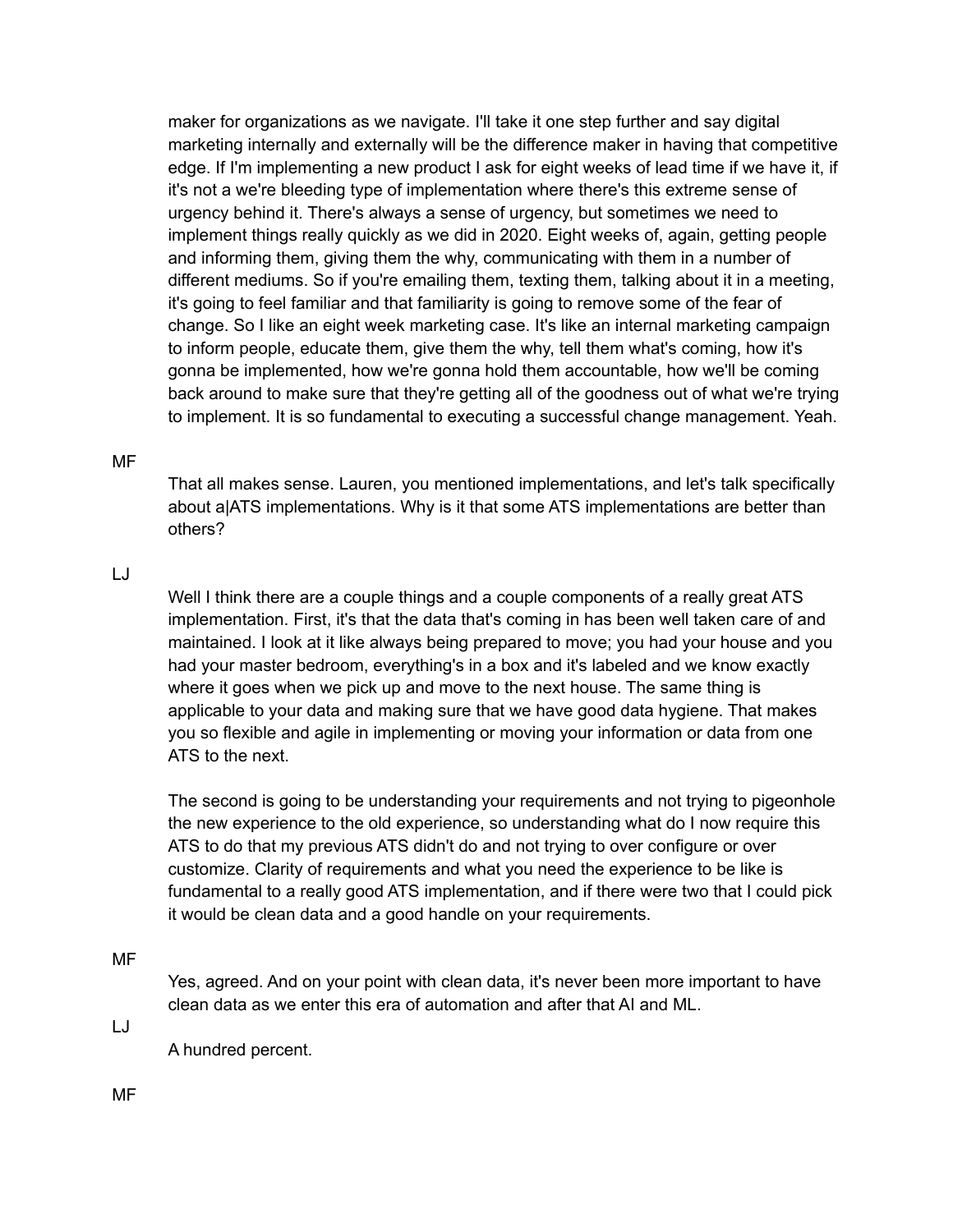maker for organizations as we navigate. I'll take it one step further and say digital marketing internally and externally will be the difference maker in having that competitive edge. If I'm implementing a new product I ask for eight weeks of lead time if we have it, if it's not a we're bleeding type of implementation where there's this extreme sense of urgency behind it. There's always a sense of urgency, but sometimes we need to implement things really quickly as we did in 2020. Eight weeks of, again, getting people and informing them, giving them the why, communicating with them in a number of different mediums. So if you're emailing them, texting them, talking about it in a meeting, it's going to feel familiar and that familiarity is going to remove some of the fear of change. So I like an eight week marketing case. It's like an internal marketing campaign to inform people, educate them, give them the why, tell them what's coming, how it's gonna be implemented, how we're gonna hold them accountable, how we'll be coming back around to make sure that they're getting all of the goodness out of what we're trying to implement. It is so fundamental to executing a successful change management. Yeah.

MF

That all makes sense. Lauren, you mentioned implementations, and let's talk specifically about a|ATS implementations. Why is it that some ATS implementations are better than others?

LJ

Well I think there are a couple things and a couple components of a really great ATS implementation. First, it's that the data that's coming in has been well taken care of and maintained. I look at it like always being prepared to move; you had your house and you had your master bedroom, everything's in a box and it's labeled and we know exactly where it goes when we pick up and move to the next house. The same thing is applicable to your data and making sure that we have good data hygiene. That makes you so flexible and agile in implementing or moving your information or data from one ATS to the next.

The second is going to be understanding your requirements and not trying to pigeonhole the new experience to the old experience, so understanding what do I now require this ATS to do that my previous ATS didn't do and not trying to over configure or over customize. Clarity of requirements and what you need the experience to be like is fundamental to a really good ATS implementation, and if there were two that I could pick it would be clean data and a good handle on your requirements.

MF

Yes, agreed. And on your point with clean data, it's never been more important to have clean data as we enter this era of automation and after that AI and ML.

LJ

A hundred percent.

MF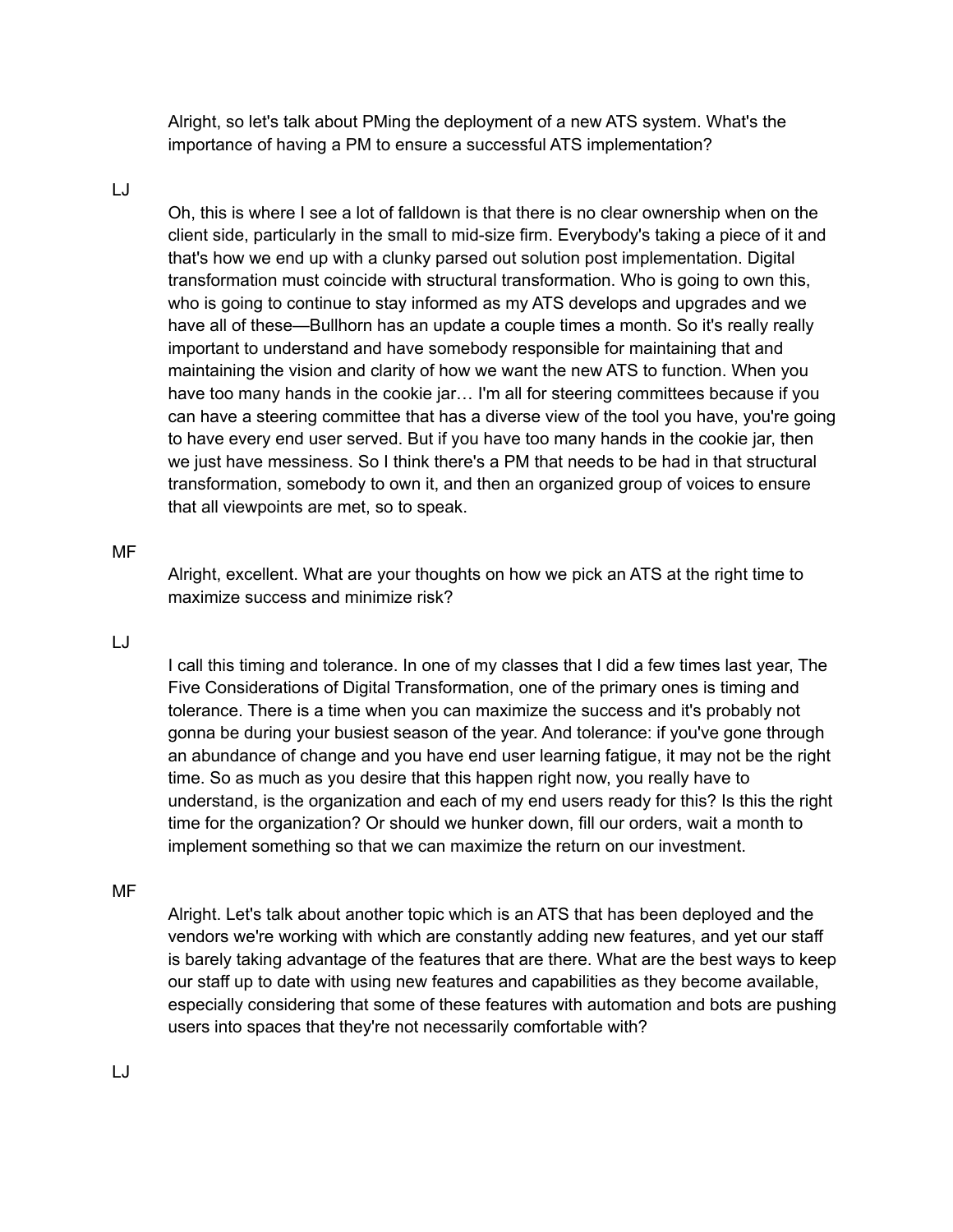Alright, so let's talk about PMing the deployment of a new ATS system. What's the importance of having a PM to ensure a successful ATS implementation?

LJ

Oh, this is where I see a lot of falldown is that there is no clear ownership when on the client side, particularly in the small to mid-size firm. Everybody's taking a piece of it and that's how we end up with a clunky parsed out solution post implementation. Digital transformation must coincide with structural transformation. Who is going to own this, who is going to continue to stay informed as my ATS develops and upgrades and we have all of these—Bullhorn has an update a couple times a month. So it's really really important to understand and have somebody responsible for maintaining that and maintaining the vision and clarity of how we want the new ATS to function. When you have too many hands in the cookie jar… I'm all for steering committees because if you can have a steering committee that has a diverse view of the tool you have, you're going to have every end user served. But if you have too many hands in the cookie jar, then we just have messiness. So I think there's a PM that needs to be had in that structural transformation, somebody to own it, and then an organized group of voices to ensure that all viewpoints are met, so to speak.

MF

Alright, excellent. What are your thoughts on how we pick an ATS at the right time to maximize success and minimize risk?

LJ

I call this timing and tolerance. In one of my classes that I did a few times last year, The Five Considerations of Digital Transformation, one of the primary ones is timing and tolerance. There is a time when you can maximize the success and it's probably not gonna be during your busiest season of the year. And tolerance: if you've gone through an abundance of change and you have end user learning fatigue, it may not be the right time. So as much as you desire that this happen right now, you really have to understand, is the organization and each of my end users ready for this? Is this the right time for the organization? Or should we hunker down, fill our orders, wait a month to implement something so that we can maximize the return on our investment.

MF

Alright. Let's talk about another topic which is an ATS that has been deployed and the vendors we're working with which are constantly adding new features, and yet our staff is barely taking advantage of the features that are there. What are the best ways to keep our staff up to date with using new features and capabilities as they become available, especially considering that some of these features with automation and bots are pushing users into spaces that they're not necessarily comfortable with?

LJ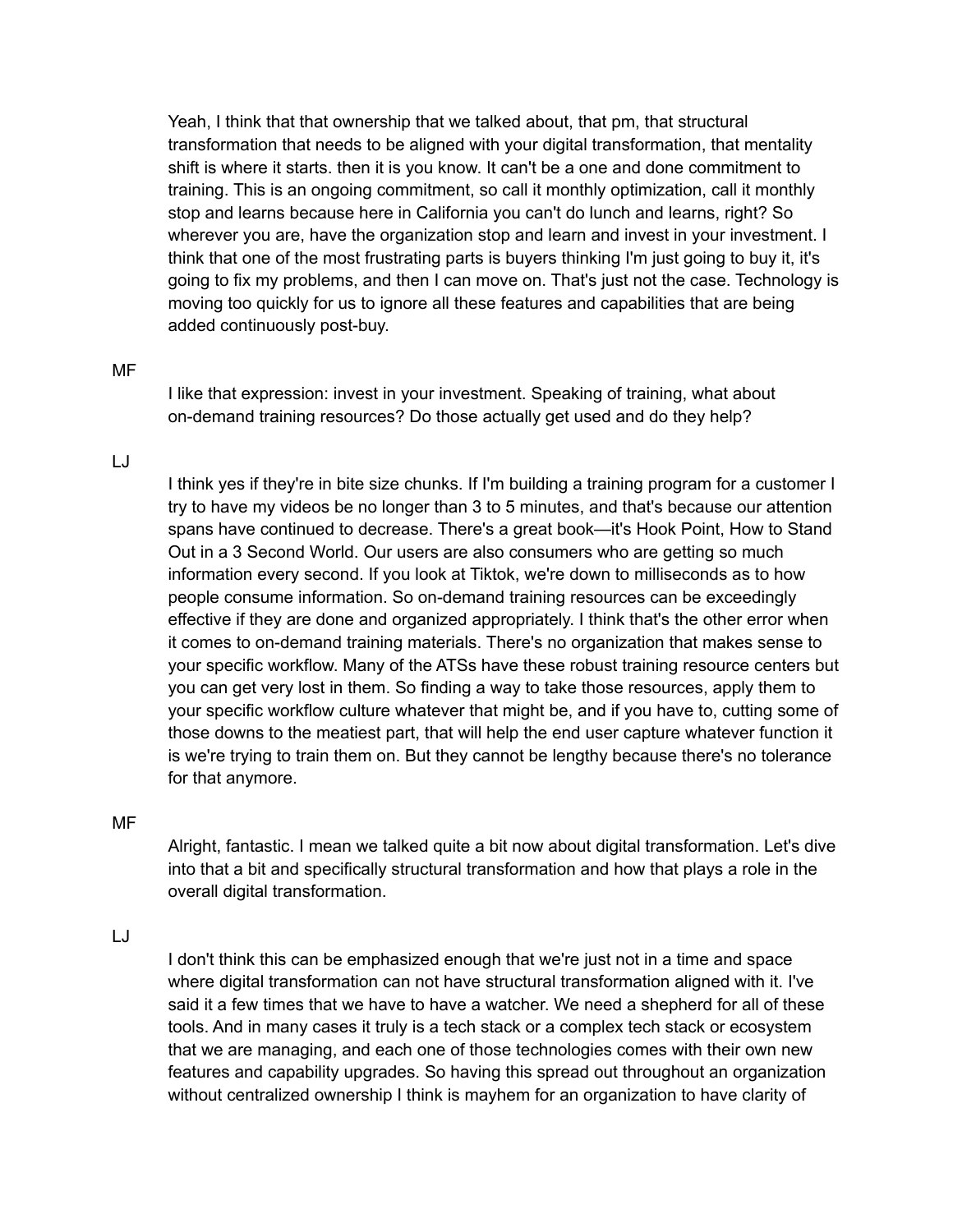Yeah, I think that that ownership that we talked about, that pm, that structural transformation that needs to be aligned with your digital transformation, that mentality shift is where it starts. then it is you know. It can't be a one and done commitment to training. This is an ongoing commitment, so call it monthly optimization, call it monthly stop and learns because here in California you can't do lunch and learns, right? So wherever you are, have the organization stop and learn and invest in your investment. I think that one of the most frustrating parts is buyers thinking I'm just going to buy it, it's going to fix my problems, and then I can move on. That's just not the case. Technology is moving too quickly for us to ignore all these features and capabilities that are being added continuously post-buy.

MF

I like that expression: invest in your investment. Speaking of training, what about on-demand training resources? Do those actually get used and do they help?

LJ

I think yes if they're in bite size chunks. If I'm building a training program for a customer I try to have my videos be no longer than 3 to 5 minutes, and that's because our attention spans have continued to decrease. There's a great book—it's Hook Point, How to Stand Out in a 3 Second World. Our users are also consumers who are getting so much information every second. If you look at Tiktok, we're down to milliseconds as to how people consume information. So on-demand training resources can be exceedingly effective if they are done and organized appropriately. I think that's the other error when it comes to on-demand training materials. There's no organization that makes sense to your specific workflow. Many of the ATSs have these robust training resource centers but you can get very lost in them. So finding a way to take those resources, apply them to your specific workflow culture whatever that might be, and if you have to, cutting some of those downs to the meatiest part, that will help the end user capture whatever function it is we're trying to train them on. But they cannot be lengthy because there's no tolerance for that anymore.

MF

Alright, fantastic. I mean we talked quite a bit now about digital transformation. Let's dive into that a bit and specifically structural transformation and how that plays a role in the overall digital transformation.

LJ

I don't think this can be emphasized enough that we're just not in a time and space where digital transformation can not have structural transformation aligned with it. I've said it a few times that we have to have a watcher. We need a shepherd for all of these tools. And in many cases it truly is a tech stack or a complex tech stack or ecosystem that we are managing, and each one of those technologies comes with their own new features and capability upgrades. So having this spread out throughout an organization without centralized ownership I think is mayhem for an organization to have clarity of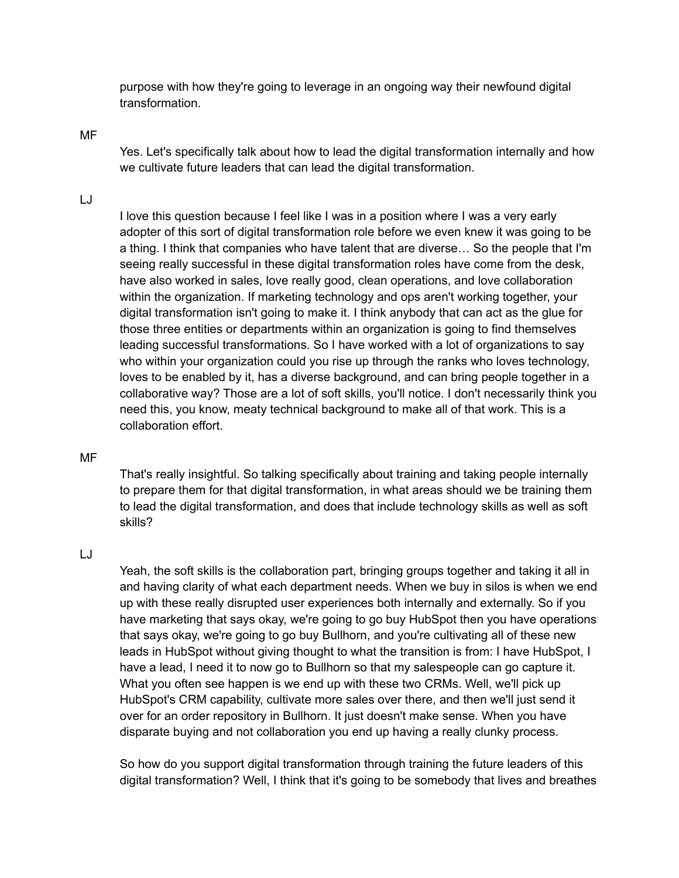purpose with how they're going to leverage in an ongoing way their newfound digital transformation.

MF

Yes. Let's specifically talk about how to lead the digital transformation internally and how we cultivate future leaders that can lead the digital transformation.

LJ

I love this question because I feel like I was in a position where I was a very early adopter of this sort of digital transformation role before we even knew it was going to be a thing. I think that companies who have talent that are diverse… So the people that I'm seeing really successful in these digital transformation roles have come from the desk, have also worked in sales, love really good, clean operations, and love collaboration within the organization. If marketing technology and ops aren't working together, your digital transformation isn't going to make it. I think anybody that can act as the glue for those three entities or departments within an organization is going to find themselves leading successful transformations. So I have worked with a lot of organizations to say who within your organization could you rise up through the ranks who loves technology, loves to be enabled by it, has a diverse background, and can bring people together in a collaborative way? Those are a lot of soft skills, you'll notice. I don't necessarily think you need this, you know, meaty technical background to make all of that work. This is a collaboration effort.

MF

That's really insightful. So talking specifically about training and taking people internally to prepare them for that digital transformation, in what areas should we be training them to lead the digital transformation, and does that include technology skills as well as soft skills?

LJ

Yeah, the soft skills is the collaboration part, bringing groups together and taking it all in and having clarity of what each department needs. When we buy in silos is when we end up with these really disrupted user experiences both internally and externally. So if you have marketing that says okay, we're going to go buy HubSpot then you have operations that says okay, we're going to go buy Bullhorn, and you're cultivating all of these new leads in HubSpot without giving thought to what the transition is from: I have HubSpot, I have a lead, I need it to now go to Bullhorn so that my salespeople can go capture it. What you often see happen is we end up with these two CRMs. Well, we'll pick up HubSpot's CRM capability, cultivate more sales over there, and then we'll just send it over for an order repository in Bullhorn. It just doesn't make sense. When you have disparate buying and not collaboration you end up having a really clunky process.

So how do you support digital transformation through training the future leaders of this digital transformation? Well, I think that it's going to be somebody that lives and breathes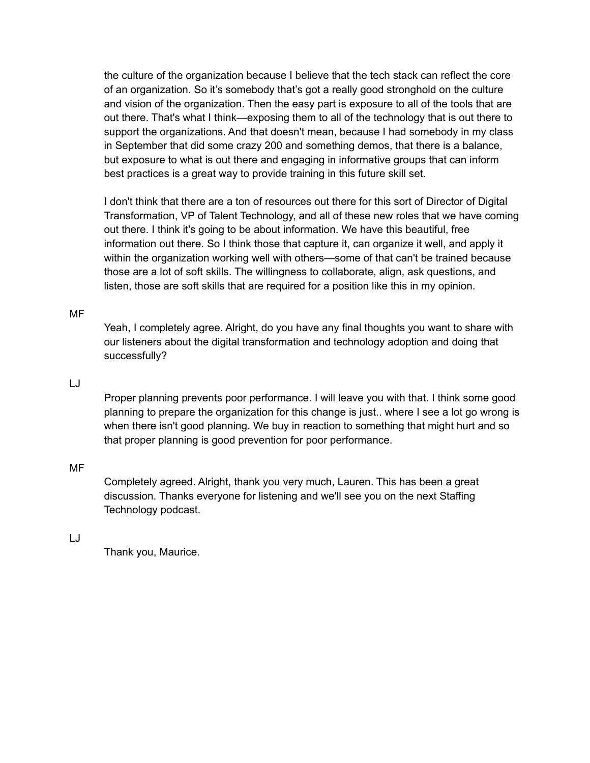the culture of the organization because I believe that the tech stack can reflect the core of an organization. So it's somebody that's got a really good stronghold on the culture and vision of the organization. Then the easy part is exposure to all of the tools that are out there. That's what I think—exposing them to all of the technology that is out there to support the organizations. And that doesn't mean, because I had somebody in my class in September that did some crazy 200 and something demos, that there is a balance, but exposure to what is out there and engaging in informative groups that can inform best practices is a great way to provide training in this future skill set.

I don't think that there are a ton of resources out there for this sort of Director of Digital Transformation, VP of Talent Technology, and all of these new roles that we have coming out there. I think it's going to be about information. We have this beautiful, free information out there. So I think those that capture it, can organize it well, and apply it within the organization working well with others—some of that can't be trained because those are a lot of soft skills. The willingness to collaborate, align, ask questions, and listen, those are soft skills that are required for a position like this in my opinion.

MF

Yeah, I completely agree. Alright, do you have any final thoughts you want to share with our listeners about the digital transformation and technology adoption and doing that successfully?

LJ

Proper planning prevents poor performance. I will leave you with that. I think some good planning to prepare the organization for this change is just.. where I see a lot go wrong is when there isn't good planning. We buy in reaction to something that might hurt and so that proper planning is good prevention for poor performance.

MF

Completely agreed. Alright, thank you very much, Lauren. This has been a great discussion. Thanks everyone for listening and we'll see you on the next Staffing Technology podcast.

LJ

Thank you, Maurice.